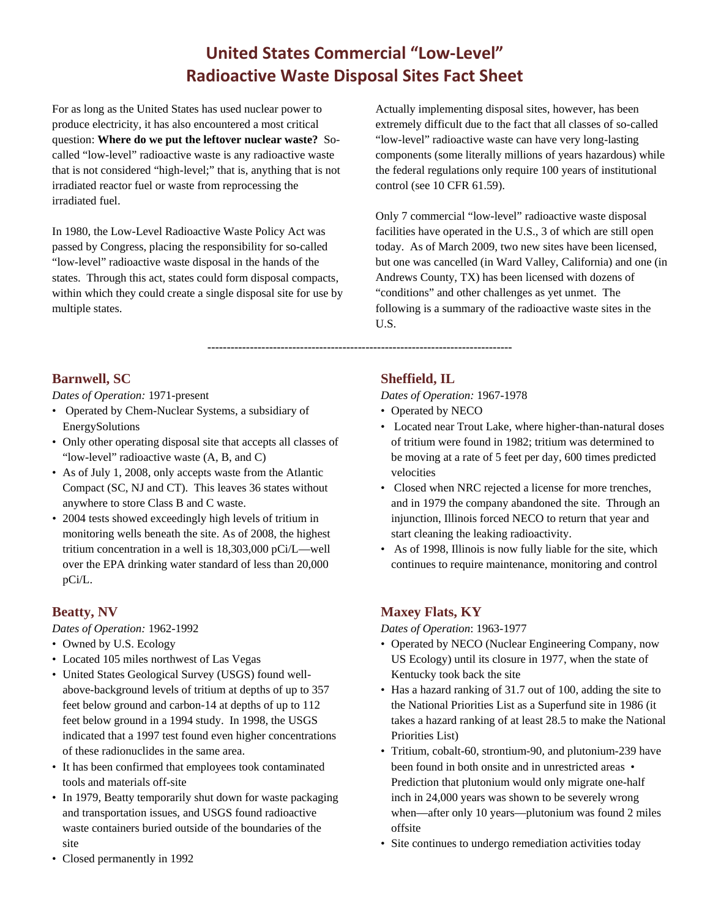# United States Commercial “Low-Level” Radioactive Waste Disposal Sites Fact Sheet

For as long as the United States has used nuclear power to produce electricity, it has also encountered a most critical question: **Where do we put the leftover nuclear waste?** So-called “low-level” radioactive waste is any radioactive waste that is not considered “high-level;” that is, anything that is not irradiated reactor fuel or waste from reprocessing the irradiated fuel.

In 1980, the Low-Level Radioactive Waste Policy Act was passed by Congress, placing the responsibility for so-called “low-level” radioactive waste disposal in the hands of the states. Through this act, states could form disposal compacts, within which they could create a single disposal site for use by multiple states.

Actually implementing disposal sites, however, has been extremely difficult due to the fact that all classes of so-called “low-level” radioactive waste can have very long-lasting components (some literally millions of years hazardous) while the federal regulations only require 100 years of institutional control (see 10 CFR 61.59).

Only 7 commercial “low-level” radioactive waste disposal facilities have operated in the U.S., 3 of which are still open today. As of March 2009, two new sites have been licensed, but one was cancelled (in Ward Valley, California) and one (in Andrews County, TX) has been licensed with dozens of “conditions” and other challenges as yet unmet. The following is a summary of the radioactive waste sites in the U.S.

---

## Barnwell, SC

*Dates of Operation:* 1971-present

- Operated by Chem-Nuclear Systems, a subsidiary of EnergySolutions
- Only other operating disposal site that accepts all classes of “low-level” radioactive waste (A, B, and C)
- As of July 1, 2008, only accepts waste from the Atlantic Compact (SC, NJ and CT). This leaves 36 states without anywhere to store Class B and C waste.
- 2004 tests showed exceedingly high levels of tritium in monitoring wells beneath the site. As of 2008, the highest tritium concentration in a well is 18,303,000 pCi/L—well over the EPA drinking water standard of less than 20,000 pCi/L.

## Beatty, NV

*Dates of Operation:* 1962-1992

- Owned by U.S. Ecology
- Located 105 miles northwest of Las Vegas
- United States Geological Survey (USGS) found well-above-background levels of tritium at depths of up to 357 feet below ground and carbon-14 at depths of up to 112 feet below ground in a 1994 study. In 1998, the USGS indicated that a 1997 test found even higher concentrations of these radionuclides in the same area.
- It has been confirmed that employees took contaminated tools and materials off-site
- In 1979, Beatty temporarily shut down for waste packaging and transportation issues, and USGS found radioactive waste containers buried outside of the boundaries of the site
- Closed permanently in 1992

## Sheffield, IL

*Dates of Operation:* 1967-1978

- Operated by NECO
- Located near Trout Lake, where higher-than-natural doses of tritium were found in 1982; tritium was determined to be moving at a rate of 5 feet per day, 600 times predicted velocities
- Closed when NRC rejected a license for more trenches, and in 1979 the company abandoned the site. Through an injunction, Illinois forced NECO to return that year and start cleaning the leaking radioactivity.
- As of 1998, Illinois is now fully liable for the site, which continues to require maintenance, monitoring and control

## Maxey Flats, KY

*Dates of Operation*: 1963-1977

- Operated by NECO (Nuclear Engineering Company, now US Ecology) until its closure in 1977, when the state of Kentucky took back the site
- Has a hazard ranking of 31.7 out of 100, adding the site to the National Priorities List as a Superfund site in 1986 (it takes a hazard ranking of at least 28.5 to make the National Priorities List)
- Tritium, cobalt-60, strontium-90, and plutonium-239 have been found in both onsite and in unrestricted areas
- Prediction that plutonium would only migrate one-half inch in 24,000 years was shown to be severely wrong when—after only 10 years—plutonium was found 2 miles offsite
- Site continues to undergo remediation activities today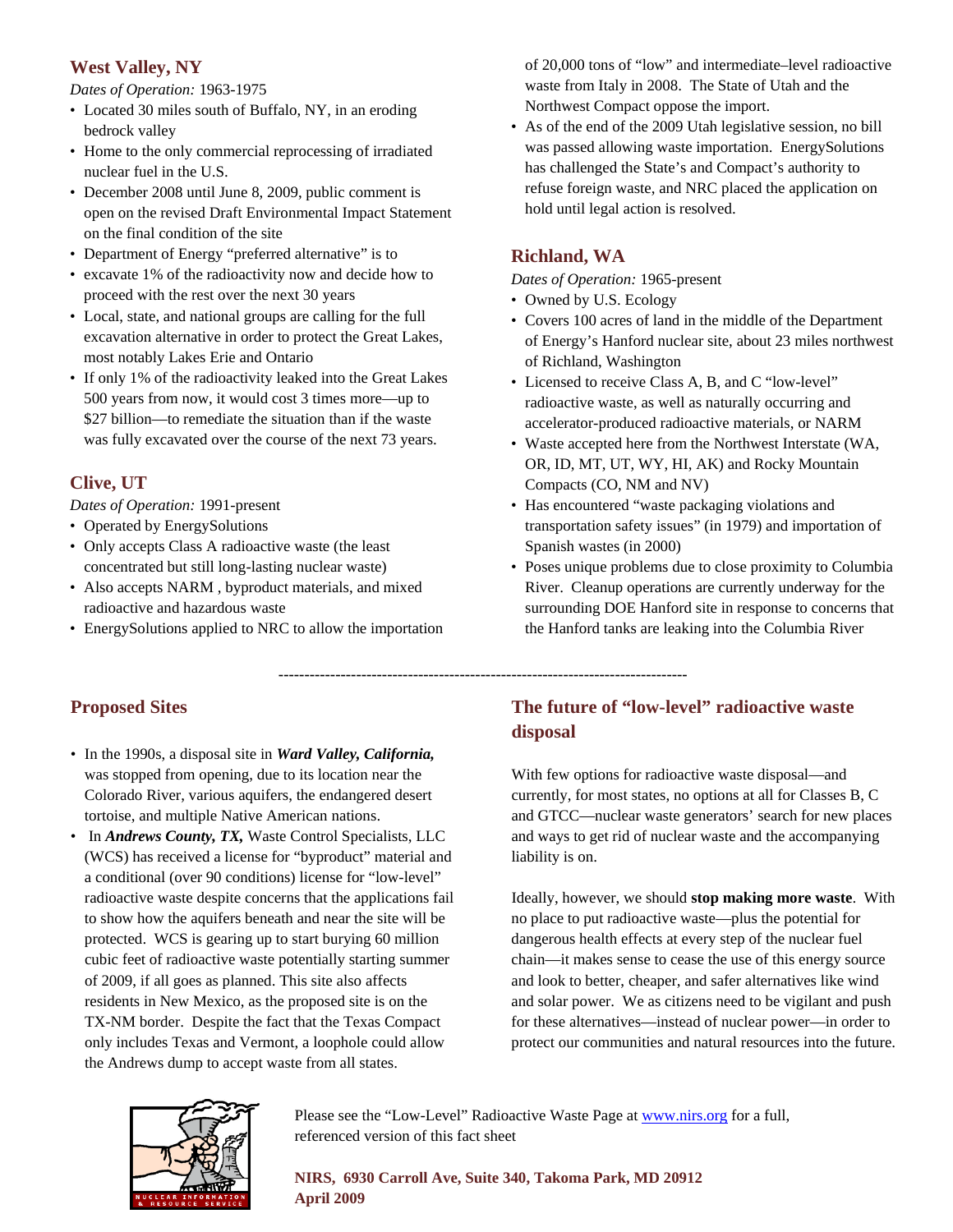## West Valley, NY

*Dates of Operation:* 1963-1975

- Located 30 miles south of Buffalo, NY, in an eroding bedrock valley
- Home to the only commercial reprocessing of irradiated nuclear fuel in the U.S.
- December 2008 until June 8, 2009, public comment is open on the revised Draft Environmental Impact Statement on the final condition of the site
- Department of Energy "preferred alternative" is to
- excavate 1% of the radioactivity now and decide how to proceed with the rest over the next 30 years
- Local, state, and national groups are calling for the full excavation alternative in order to protect the Great Lakes, most notably Lakes Erie and Ontario
- If only 1% of the radioactivity leaked into the Great Lakes 500 years from now, it would cost 3 times more—up to $27 billion—to remediate the situation than if the waste was fully excavated over the course of the next 73 years.

## Clive, UT

*Dates of Operation:* 1991-present

- Operated by EnergySolutions
- Only accepts Class A radioactive waste (the least concentrated but still long-lasting nuclear waste)
- Also accepts NARM , byproduct materials, and mixed radioactive and hazardous waste
- EnergySolutions applied to NRC to allow the importation of 20,000 tons of "low" and intermediate–level radioactive waste from Italy in 2008. The State of Utah and the Northwest Compact oppose the import.
- As of the end of the 2009 Utah legislative session, no bill was passed allowing waste importation. EnergySolutions has challenged the State's and Compact's authority to refuse foreign waste, and NRC placed the application on hold until legal action is resolved.

## Richland, WA

*Dates of Operation:* 1965-present

- Owned by U.S. Ecology
- Covers 100 acres of land in the middle of the Department of Energy's Hanford nuclear site, about 23 miles northwest of Richland, Washington
- Licensed to receive Class A, B, and C "low-level" radioactive waste, as well as naturally occurring and accelerator-produced radioactive materials, or NARM
- Waste accepted here from the Northwest Interstate (WA, OR, ID, MT, UT, WY, HI, AK) and Rocky Mountain Compacts (CO, NM and NV)
- Has encountered "waste packaging violations and transportation safety issues" (in 1979) and importation of Spanish wastes (in 2000)
- Poses unique problems due to close proximity to Columbia River. Cleanup operations are currently underway for the surrounding DOE Hanford site in response to concerns that the Hanford tanks are leaking into the Columbia River

---

## Proposed Sites

- In the 1990s, a disposal site in ***Ward Valley, California,*** was stopped from opening, due to its location near the Colorado River, various aquifers, the endangered desert tortoise, and multiple Native American nations.
- In ***Andrews County, TX,*** Waste Control Specialists, LLC (WCS) has received a license for "byproduct" material and a conditional (over 90 conditions) license for "low-level" radioactive waste despite concerns that the applications fail to show how the aquifers beneath and near the site will be protected. WCS is gearing up to start burying 60 million cubic feet of radioactive waste potentially starting summer of 2009, if all goes as planned. This site also affects residents in New Mexico, as the proposed site is on the TX-NM border. Despite the fact that the Texas Compact only includes Texas and Vermont, a loophole could allow the Andrews dump to accept waste from all states.

## The future of "low-level" radioactive waste disposal

With few options for radioactive waste disposal—and currently, for most states, no options at all for Classes B, C and GTCC—nuclear waste generators' search for new places and ways to get rid of nuclear waste and the accompanying liability is on.

Ideally, however, we should **stop making more waste**. With no place to put radioactive waste—plus the potential for dangerous health effects at every step of the nuclear fuel chain—it makes sense to cease the use of this energy source and look to better, cheaper, and safer alternatives like wind and solar power. We as citizens need to be vigilant and push for these alternatives—instead of nuclear power—in order to protect our communities and natural resources into the future.

NUCLEAR INFORMATION & RESOURCE SERVICE

Please see the "Low-Level" Radioactive Waste Page at www.nirs.org for a full, referenced version of this fact sheet

**NIRS, 6930 Carroll Ave, Suite 340, Takoma Park, MD 20912**
**April 2009**